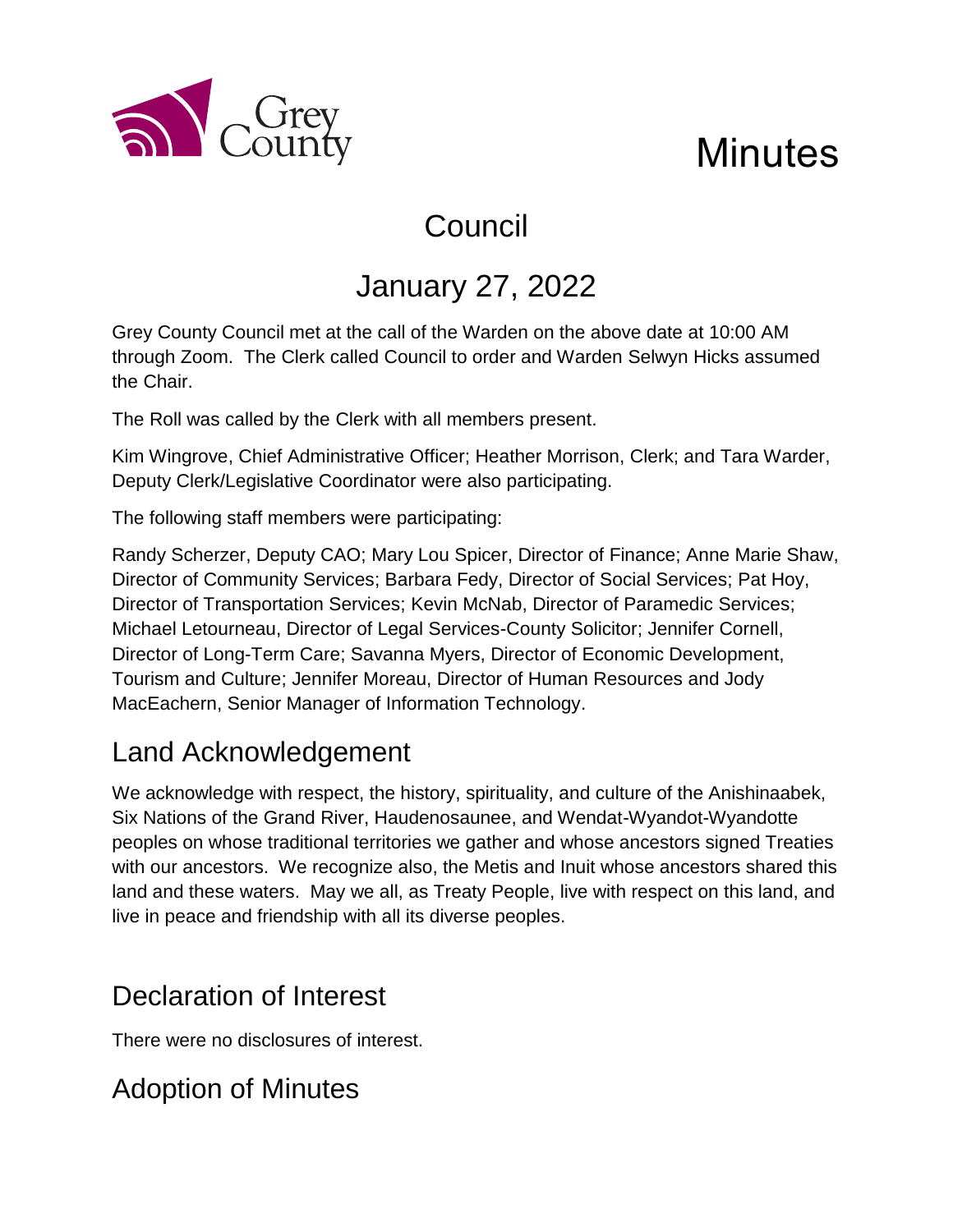Grey County

# Minutes

## Council

## January 27, 2022

Grey County Council met at the call of the Warden on the above date at 10:00 AM through Zoom. The Clerk called Council to order and Warden Selwyn Hicks assumed the Chair.

The Roll was called by the Clerk with all members present.

Kim Wingrove, Chief Administrative Officer; Heather Morrison, Clerk; and Tara Warder, Deputy Clerk/Legislative Coordinator were also participating.

The following staff members were participating:

Randy Scherzer, Deputy CAO; Mary Lou Spicer, Director of Finance; Anne Marie Shaw, Director of Community Services; Barbara Fedy, Director of Social Services; Pat Hoy, Director of Transportation Services; Kevin McNab, Director of Paramedic Services; Michael Letourneau, Director of Legal Services-County Solicitor; Jennifer Cornell, Director of Long-Term Care; Savanna Myers, Director of Economic Development, Tourism and Culture; Jennifer Moreau, Director of Human Resources and Jody MacEachern, Senior Manager of Information Technology.

## Land Acknowledgement

We acknowledge with respect, the history, spirituality, and culture of the Anishinaabek, Six Nations of the Grand River, Haudenosaunee, and Wendat-Wyandot-Wyandotte peoples on whose traditional territories we gather and whose ancestors signed Treaties with our ancestors. We recognize also, the Metis and Inuit whose ancestors shared this land and these waters. May we all, as Treaty People, live with respect on this land, and live in peace and friendship with all its diverse peoples.

## Declaration of Interest

There were no disclosures of interest.

## Adoption of Minutes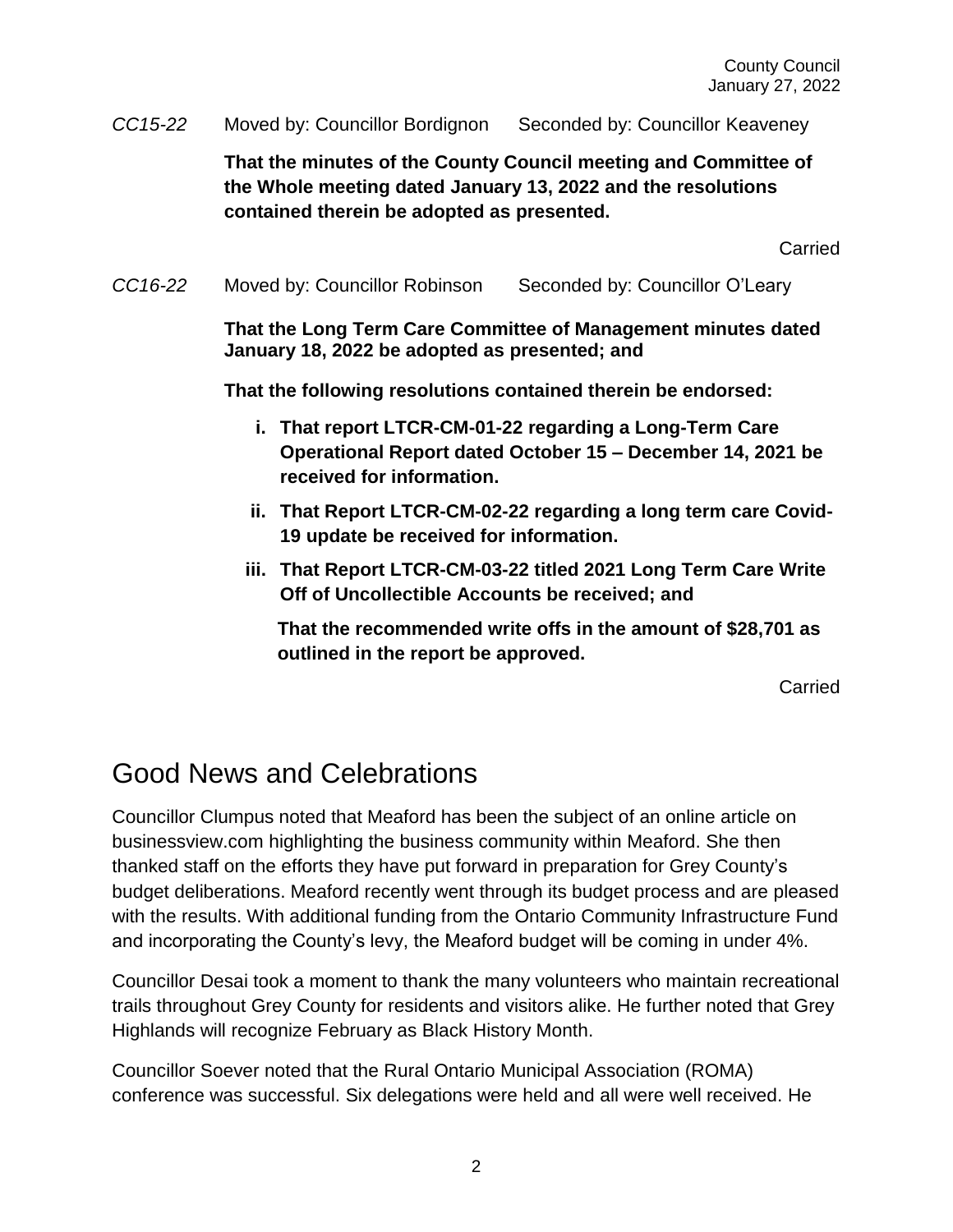*CC15-22* Moved by: Councillor Bordignon Seconded by: Councillor Keaveney

**That the minutes of the County Council meeting and Committee of the Whole meeting dated January 13, 2022 and the resolutions contained therein be adopted as presented.**

Carried

*CC16-22* Moved by: Councillor Robinson Seconded by: Councillor O'Leary

**That the Long Term Care Committee of Management minutes dated January 18, 2022 be adopted as presented; and**

**That the following resolutions contained therein be endorsed:**

- **i. That report LTCR-CM-01-22 regarding a Long-Term Care Operational Report dated October 15 – December 14, 2021 be received for information.**
- **ii. That Report LTCR-CM-02-22 regarding a long term care Covid-19 update be received for information.**
- **iii. That Report LTCR-CM-03-22 titled 2021 Long Term Care Write Off of Uncollectible Accounts be received; and**

  **That the recommended write offs in the amount of $28,701 as outlined in the report be approved.**

Carried

# Good News and Celebrations

Councillor Clumpus noted that Meaford has been the subject of an online article on businessview.com highlighting the business community within Meaford. She then thanked staff on the efforts they have put forward in preparation for Grey County's budget deliberations. Meaford recently went through its budget process and are pleased with the results. With additional funding from the Ontario Community Infrastructure Fund and incorporating the County's levy, the Meaford budget will be coming in under 4%.

Councillor Desai took a moment to thank the many volunteers who maintain recreational trails throughout Grey County for residents and visitors alike. He further noted that Grey Highlands will recognize February as Black History Month.

Councillor Soever noted that the Rural Ontario Municipal Association (ROMA) conference was successful. Six delegations were held and all were well received. He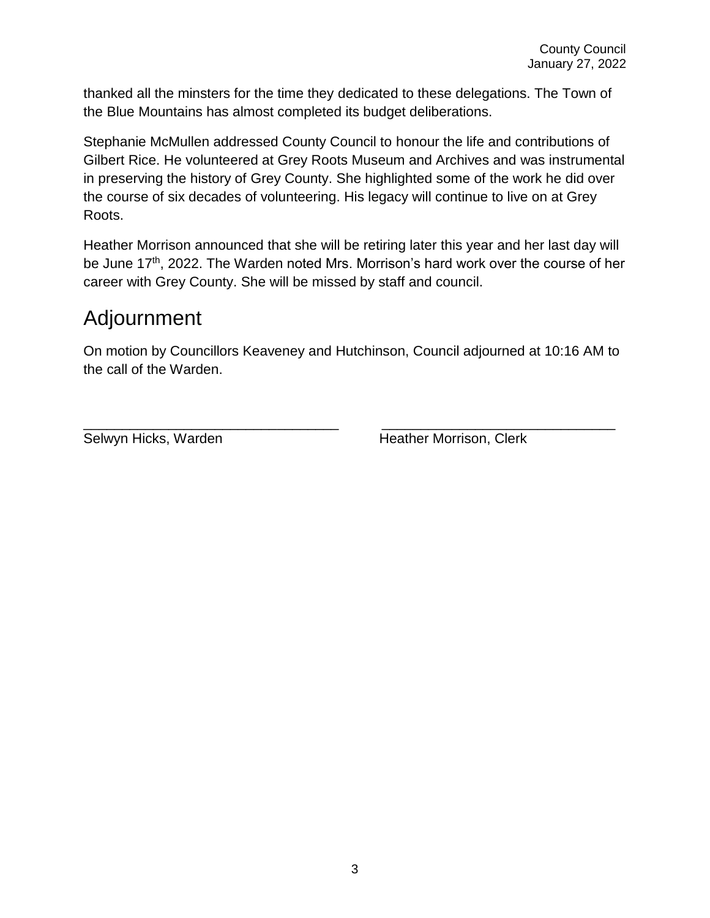thanked all the minsters for the time they dedicated to these delegations. The Town of the Blue Mountains has almost completed its budget deliberations.

Stephanie McMullen addressed County Council to honour the life and contributions of Gilbert Rice. He volunteered at Grey Roots Museum and Archives and was instrumental in preserving the history of Grey County. She highlighted some of the work he did over the course of six decades of volunteering. His legacy will continue to live on at Grey Roots.

Heather Morrison announced that she will be retiring later this year and her last day will be June 17th, 2022. The Warden noted Mrs. Morrison's hard work over the course of her career with Grey County. She will be missed by staff and council.

# Adjournment

On motion by Councillors Keaveney and Hutchinson, Council adjourned at 10:16 AM to the call of the Warden.

| | |
|---|---|
| ______________________________ | ______________________________ |
| Selwyn Hicks, Warden | Heather Morrison, Clerk |